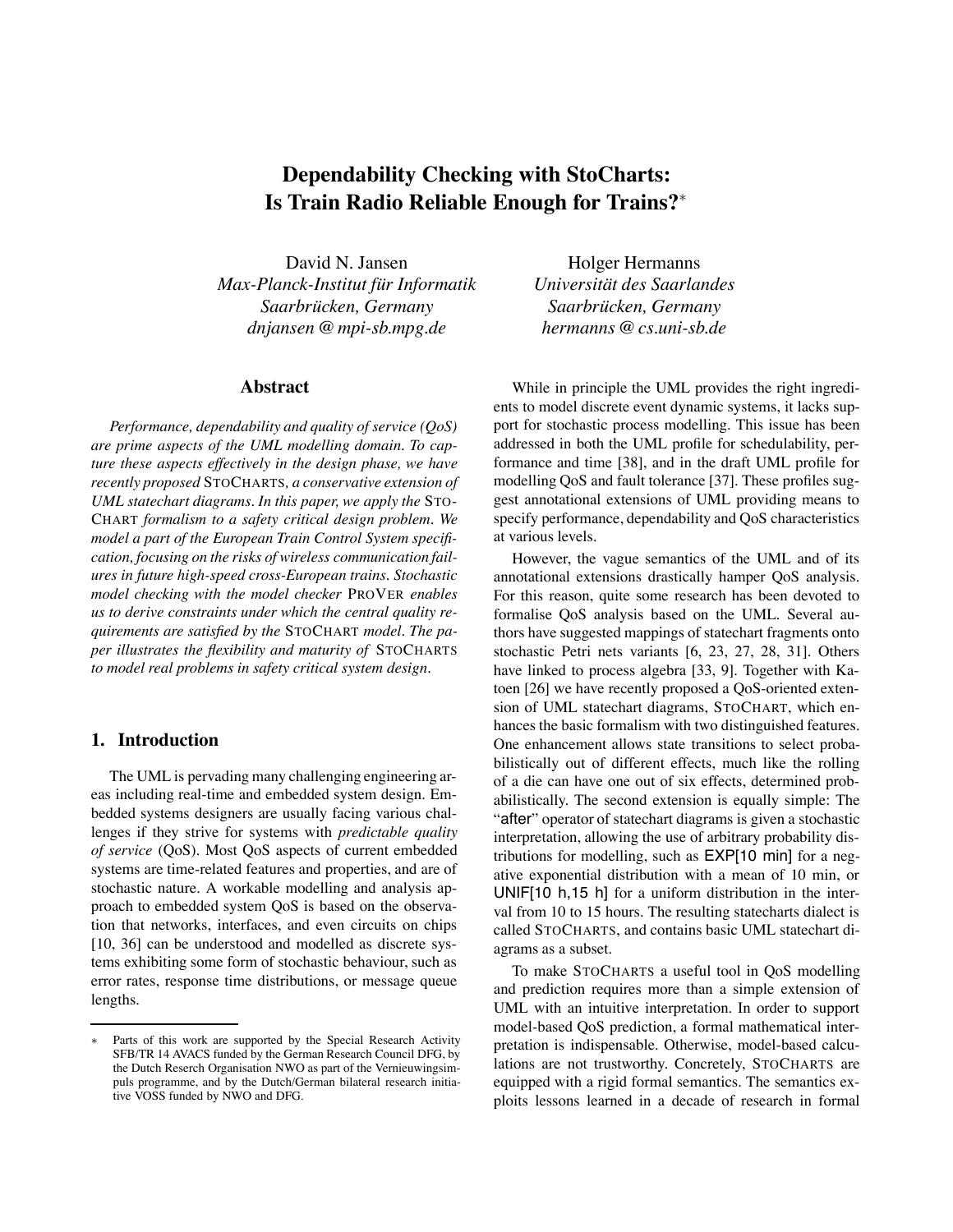# Dependability Checking with StoCharts: Is Train Radio Reliable Enough for Trains?*

David N. Jansen
*Max-Planck-Institut für Informatik*
*Saarbrücken, Germany*
*dnjansen @ mpi-sb.mpg.de*

Holger Hermanns
*Universität des Saarlandes*
*Saarbrücken, Germany*
*hermanns @ cs.uni-sb.de*

## Abstract

*Performance, dependability and quality of service (QoS) are prime aspects of the UML modelling domain. To capture these aspects effectively in the design phase, we have recently proposed* STOCHARTS*, a conservative extension of UML statechart diagrams. In this paper, we apply the* STOCHART *formalism to a safety critical design problem. We model a part of the European Train Control System specification, focusing on the risks of wireless communication failures in future high-speed cross-European trains. Stochastic model checking with the model checker* PROVER *enables us to derive constraints under which the central quality requirements are satisfied by the* STOCHART *model. The paper illustrates the flexibility and maturity of* STOCHARTS *to model real problems in safety critical system design.*

## 1. Introduction

The UML is pervading many challenging engineering areas including real-time and embedded system design. Embedded systems designers are usually facing various challenges if they strive for systems with *predictable quality of service* (QoS). Most QoS aspects of current embedded systems are time-related features and properties, and are of stochastic nature. A workable modelling and analysis approach to embedded system QoS is based on the observation that networks, interfaces, and even circuits on chips [10, 36] can be understood and modelled as discrete systems exhibiting some form of stochastic behaviour, such as error rates, response time distributions, or message queue lengths.

While in principle the UML provides the right ingredients to model discrete event dynamic systems, it lacks support for stochastic process modelling. This issue has been addressed in both the UML profile for schedulability, performance and time [38], and in the draft UML profile for modelling QoS and fault tolerance [37]. These profiles suggest annotational extensions of UML providing means to specify performance, dependability and QoS characteristics at various levels.

However, the vague semantics of the UML and of its annotational extensions drastically hamper QoS analysis. For this reason, quite some research has been devoted to formalise QoS analysis based on the UML. Several authors have suggested mappings of statechart fragments onto stochastic Petri nets variants [6, 23, 27, 28, 31]. Others have linked to process algebra [33, 9]. Together with Katoen [26] we have recently proposed a QoS-oriented extension of UML statechart diagrams, STOCHART, which enhances the basic formalism with two distinguished features. One enhancement allows state transitions to select probabilistically out of different effects, much like the rolling of a die can have one out of six effects, determined probabilistically. The second extension is equally simple: The "after" operator of statechart diagrams is given a stochastic interpretation, allowing the use of arbitrary probability distributions for modelling, such as EXP[10 min] for a negative exponential distribution with a mean of 10 min, or UNIF[10 h,15 h] for a uniform distribution in the interval from 10 to 15 hours. The resulting statecharts dialect is called STOCHARTS, and contains basic UML statechart diagrams as a subset.

To make STOCHARTS a useful tool in QoS modelling and prediction requires more than a simple extension of UML with an intuitive interpretation. In order to support model-based QoS prediction, a formal mathematical interpretation is indispensable. Otherwise, model-based calculations are not trustworthy. Concretely, STOCHARTS are equipped with a rigid formal semantics. The semantics exploits lessons learned in a decade of research in formal

* Parts of this work are supported by the Special Research Activity SFB/TR 14 AVACS funded by the German Research Council DFG, by the Dutch Reserch Organisation NWO as part of the Vernieuwingsimpuls programme, and by the Dutch/German bilateral research initiative VOSS funded by NWO and DFG.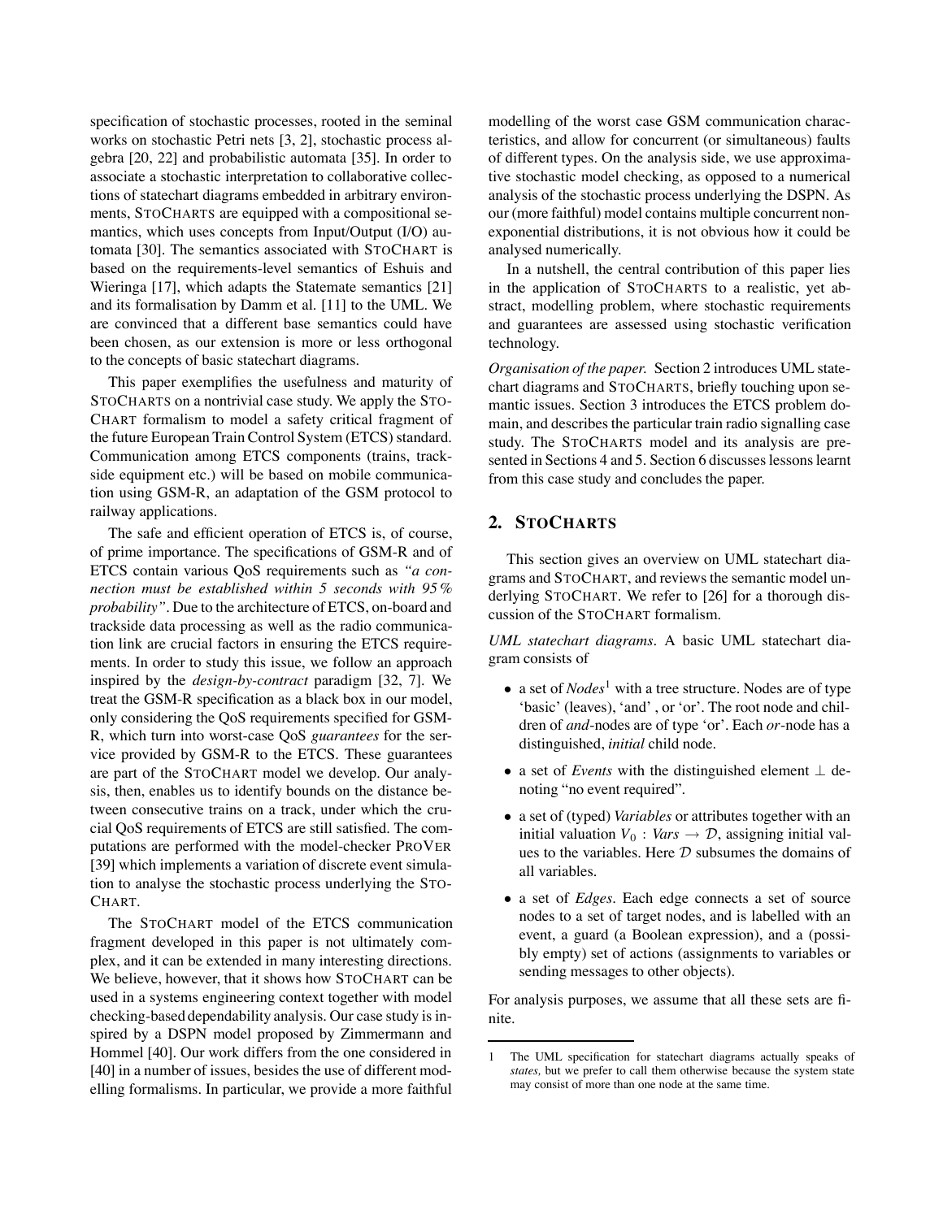specification of stochastic processes, rooted in the seminal works on stochastic Petri nets [3, 2], stochastic process algebra [20, 22] and probabilistic automata [35]. In order to associate a stochastic interpretation to collaborative collections of statechart diagrams embedded in arbitrary environments, STOCHARTS are equipped with a compositional semantics, which uses concepts from Input/Output (I/O) automata [30]. The semantics associated with STOCHART is based on the requirements-level semantics of Eshuis and Wieringa [17], which adapts the Statemate semantics [21] and its formalisation by Damm et al. [11] to the UML. We are convinced that a different base semantics could have been chosen, as our extension is more or less orthogonal to the concepts of basic statechart diagrams.

This paper exemplifies the usefulness and maturity of STOCHARTS on a nontrivial case study. We apply the STOCHART formalism to model a safety critical fragment of the future European Train Control System (ETCS) standard. Communication among ETCS components (trains, trackside equipment etc.) will be based on mobile communication using GSM-R, an adaptation of the GSM protocol to railway applications.

The safe and efficient operation of ETCS is, of course, of prime importance. The specifications of GSM-R and of ETCS contain various QoS requirements such as *"a connection must be established within 5 seconds with 95% probability"*. Due to the architecture of ETCS, on-board and trackside data processing as well as the radio communication link are crucial factors in ensuring the ETCS requirements. In order to study this issue, we follow an approach inspired by the *design-by-contract* paradigm [32, 7]. We treat the GSM-R specification as a black box in our model, only considering the QoS requirements specified for GSM-R, which turn into worst-case QoS *guarantees* for the service provided by GSM-R to the ETCS. These guarantees are part of the STOCHART model we develop. Our analysis, then, enables us to identify bounds on the distance between consecutive trains on a track, under which the crucial QoS requirements of ETCS are still satisfied. The computations are performed with the model-checker PROVER [39] which implements a variation of discrete event simulation to analyse the stochastic process underlying the STOCHART.

The STOCHART model of the ETCS communication fragment developed in this paper is not ultimately complex, and it can be extended in many interesting directions. We believe, however, that it shows how STOCHART can be used in a systems engineering context together with model checking-based dependability analysis. Our case study is inspired by a DSPN model proposed by Zimmermann and Hommel [40]. Our work differs from the one considered in [40] in a number of issues, besides the use of different modelling formalisms. In particular, we provide a more faithful modelling of the worst case GSM communication characteristics, and allow for concurrent (or simultaneous) faults of different types. On the analysis side, we use approximative stochastic model checking, as opposed to a numerical analysis of the stochastic process underlying the DSPN. As our (more faithful) model contains multiple concurrent non-exponential distributions, it is not obvious how it could be analysed numerically.

In a nutshell, the central contribution of this paper lies in the application of STOCHARTS to a realistic, yet abstract, modelling problem, where stochastic requirements and guarantees are assessed using stochastic verification technology.

*Organisation of the paper.* Section 2 introduces UML statechart diagrams and STOCHARTS, briefly touching upon semantic issues. Section 3 introduces the ETCS problem domain, and describes the particular train radio signalling case study. The STOCHARTS model and its analysis are presented in Sections 4 and 5. Section 6 discusses lessons learnt from this case study and concludes the paper.

## 2. STOCHARTS

This section gives an overview on UML statechart diagrams and STOCHART, and reviews the semantic model underlying STOCHART. We refer to [26] for a thorough discussion of the STOCHART formalism.

*UML statechart diagrams.* A basic UML statechart diagram consists of

- a set of *Nodes*[1] with a tree structure. Nodes are of type 'basic' (leaves), 'and', or 'or'. The root node and children of *and*-nodes are of type 'or'. Each *or*-node has a distinguished, *initial* child node.
- a set of *Events* with the distinguished element $\perp$ denoting "no event required".
- a set of (typed) *Variables* or attributes together with an initial valuation $V_0 : \mathit{Vars} \to \mathcal{D}$, assigning initial values to the variables. Here $\mathcal{D}$ subsumes the domains of all variables.
- a set of *Edges*. Each edge connects a set of source nodes to a set of target nodes, and is labelled with an event, a guard (a Boolean expression), and a (possibly empty) set of actions (assignments to variables or sending messages to other objects).

For analysis purposes, we assume that all these sets are finite.

---

1 The UML specification for statechart diagrams actually speaks of *states,* but we prefer to call them otherwise because the system state may consist of more than one node at the same time.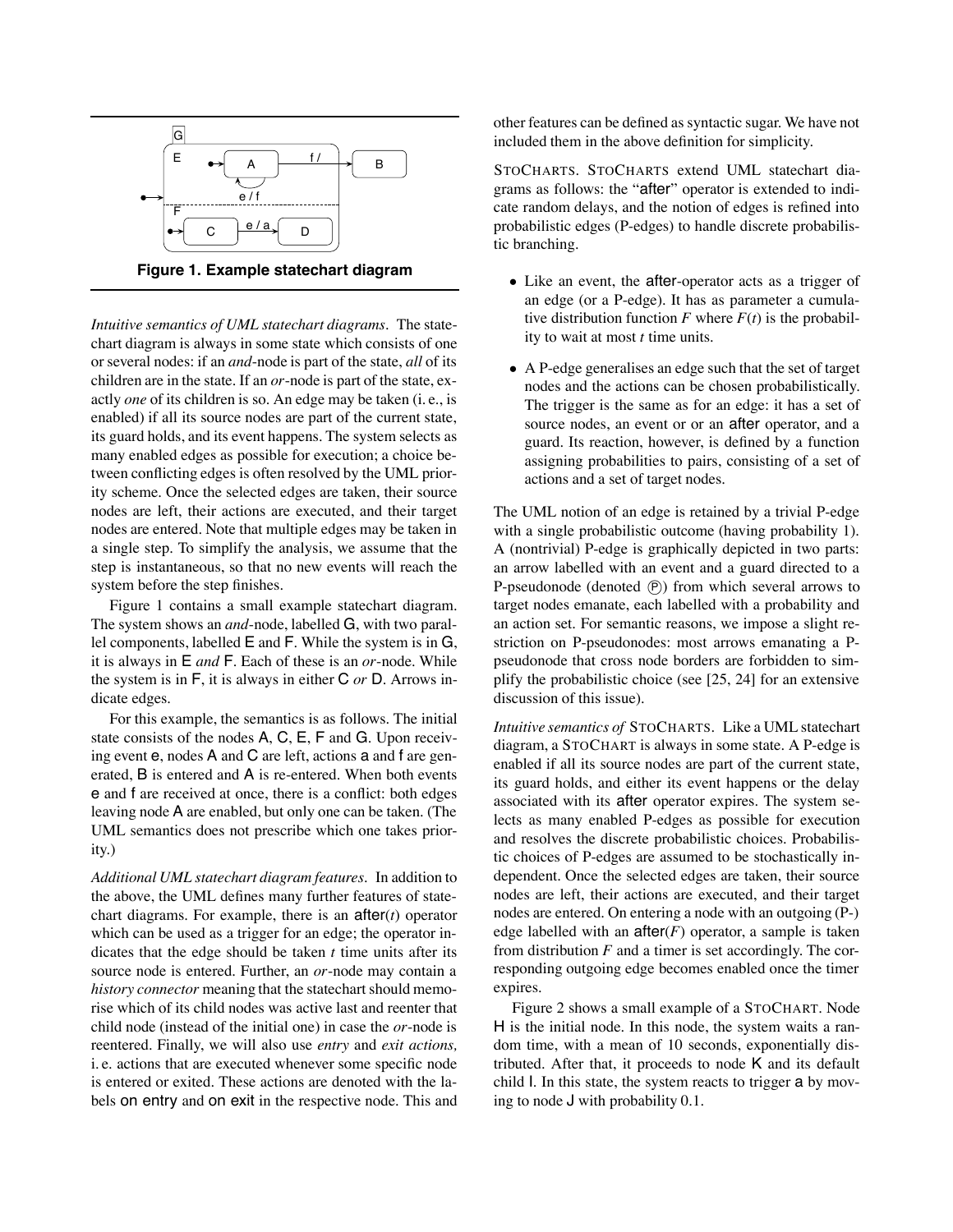G

E

A

f /

B

e / f

F

C

e / a

D

**Figure 1. Example statechart diagram**

*Intuitive semantics of UML statechart diagrams*. The statechart diagram is always in some state which consists of one or several nodes: if an *and*-node is part of the state, *all* of its children are in the state. If an *or*-node is part of the state, exactly *one* of its children is so. An edge may be taken (i. e., is enabled) if all its source nodes are part of the current state, its guard holds, and its event happens. The system selects as many enabled edges as possible for execution; a choice between conflicting edges is often resolved by the UML priority scheme. Once the selected edges are taken, their source nodes are left, their actions are executed, and their target nodes are entered. Note that multiple edges may be taken in a single step. To simplify the analysis, we assume that the step is instantaneous, so that no new events will reach the system before the step finishes.

Figure 1 contains a small example statechart diagram. The system shows an *and*-node, labelled G, with two parallel components, labelled E and F. While the system is in G, it is always in E *and* F. Each of these is an *or*-node. While the system is in F, it is always in either C *or* D. Arrows indicate edges.

For this example, the semantics is as follows. The initial state consists of the nodes A, C, E, F and G. Upon receiving event e, nodes A and C are left, actions a and f are generated, B is entered and A is re-entered. When both events e and f are received at once, there is a conflict: both edges leaving node A are enabled, but only one can be taken. (The UML semantics does not prescribe which one takes priority.)

*Additional UML statechart diagram features*. In addition to the above, the UML defines many further features of statechart diagrams. For example, there is an after($t$) operator which can be used as a trigger for an edge; the operator indicates that the edge should be taken $t$ time units after its source node is entered. Further, an *or*-node may contain a *history connector* meaning that the statechart should memorise which of its child nodes was active last and reenter that child node (instead of the initial one) in case the *or*-node is reentered. Finally, we will also use *entry* and *exit actions,* i. e. actions that are executed whenever some specific node is entered or exited. These actions are denoted with the labels on entry and on exit in the respective node. This and other features can be defined as syntactic sugar. We have not included them in the above definition for simplicity.

STOCHARTS. STOCHARTS extend UML statechart diagrams as follows: the "after" operator is extended to indicate random delays, and the notion of edges is refined into probabilistic edges (P-edges) to handle discrete probabilistic branching.

- Like an event, the after-operator acts as a trigger of an edge (or a P-edge). It has as parameter a cumulative distribution function $F$ where $F(t)$ is the probability to wait at most $t$ time units.
- A P-edge generalises an edge such that the set of target nodes and the actions can be chosen probabilistically. The trigger is the same as for an edge: it has a set of source nodes, an event or or an after operator, and a guard. Its reaction, however, is defined by a function assigning probabilities to pairs, consisting of a set of actions and a set of target nodes.

The UML notion of an edge is retained by a trivial P-edge with a single probabilistic outcome (having probability 1). A (nontrivial) P-edge is graphically depicted in two parts: an arrow labelled with an event and a guard directed to a P-pseudonode (denoted Ⓟ) from which several arrows to target nodes emanate, each labelled with a probability and an action set. For semantic reasons, we impose a slight restriction on P-pseudonodes: most arrows emanating a P-pseudonode that cross node borders are forbidden to simplify the probabilistic choice (see [25, 24] for an extensive discussion of this issue).

*Intuitive semantics of* STOCHARTS. Like a UML statechart diagram, a STOCHART is always in some state. A P-edge is enabled if all its source nodes are part of the current state, its guard holds, and either its event happens or the delay associated with its after operator expires. The system selects as many enabled P-edges as possible for execution and resolves the discrete probabilistic choices. Probabilistic choices of P-edges are assumed to be stochastically independent. Once the selected edges are taken, their source nodes are left, their actions are executed, and their target nodes are entered. On entering a node with an outgoing (P-) edge labelled with an after($F$) operator, a sample is taken from distribution $F$ and a timer is set accordingly. The corresponding outgoing edge becomes enabled once the timer expires.

Figure 2 shows a small example of a STOCHART. Node H is the initial node. In this node, the system waits a random time, with a mean of 10 seconds, exponentially distributed. After that, it proceeds to node K and its default child I. In this state, the system reacts to trigger a by moving to node J with probability 0.1.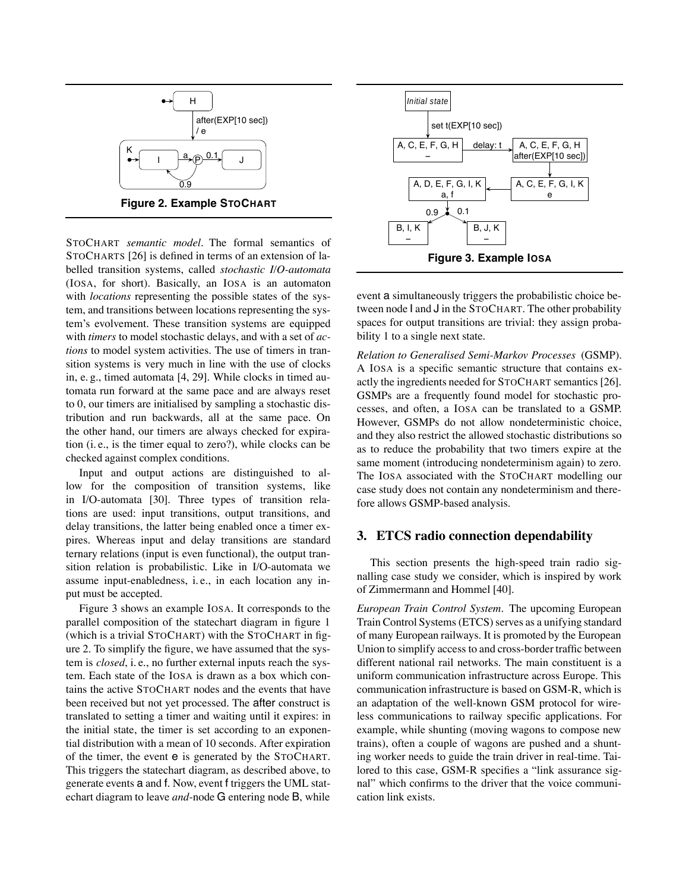**Figure 2. Example STOCHART**

STOCHART *semantic model*. The formal semantics of STOCHARTS [26] is defined in terms of an extension of labelled transition systems, called *stochastic I/O-automata* (IOSA, for short). Basically, an IOSA is an automaton with *locations* representing the possible states of the system, and transitions between locations representing the system's evolvement. These transition systems are equipped with *timers* to model stochastic delays, and with a set of *actions* to model system activities. The use of timers in transition systems is very much in line with the use of clocks in, e. g., timed automata [4, 29]. While clocks in timed automata run forward at the same pace and are always reset to 0, our timers are initialised by sampling a stochastic distribution and run backwards, all at the same pace. On the other hand, our timers are always checked for expiration (i. e., is the timer equal to zero?), while clocks can be checked against complex conditions.

Input and output actions are distinguished to allow for the composition of transition systems, like in I/O-automata [30]. Three types of transition relations are used: input transitions, output transitions, and delay transitions, the latter being enabled once a timer expires. Whereas input and delay transitions are standard ternary relations (input is even functional), the output transition relation is probabilistic. Like in I/O-automata we assume input-enabledness, i. e., in each location any input must be accepted.

Figure 3 shows an example IOSA. It corresponds to the parallel composition of the statechart diagram in figure 1 (which is a trivial STOCHART) with the STOCHART in figure 2. To simplify the figure, we have assumed that the system is *closed*, i. e., no further external inputs reach the system. Each state of the IOSA is drawn as a box which contains the active STOCHART nodes and the events that have been received but not yet processed. The after construct is translated to setting a timer and waiting until it expires: in the initial state, the timer is set according to an exponential distribution with a mean of 10 seconds. After expiration of the timer, the event e is generated by the STOCHART. This triggers the statechart diagram, as described above, to generate events a and f. Now, event f triggers the UML statechart diagram to leave *and*-node G entering node B, while event a simultaneously triggers the probabilistic choice between node I and J in the STOCHART. The other probability spaces for output transitions are trivial: they assign probability 1 to a single next state.

**Figure 3. Example IOSA**

*Relation to Generalised Semi-Markov Processes* (GSMP). A IOSA is a specific semantic structure that contains exactly the ingredients needed for STOCHART semantics [26]. GSMPs are a frequently found model for stochastic processes, and often, a IOSA can be translated to a GSMP. However, GSMPs do not allow nondeterministic choice, and they also restrict the allowed stochastic distributions so as to reduce the probability that two timers expire at the same moment (introducing nondeterminism again) to zero. The IOSA associated with the STOCHART modelling our case study does not contain any nondeterminism and therefore allows GSMP-based analysis.

## 3. ETCS radio connection dependability

This section presents the high-speed train radio signalling case study we consider, which is inspired by work of Zimmermann and Hommel [40].

*European Train Control System*. The upcoming European Train Control Systems (ETCS) serves as a unifying standard of many European railways. It is promoted by the European Union to simplify access to and cross-border traffic between different national rail networks. The main constituent is a uniform communication infrastructure across Europe. This communication infrastructure is based on GSM-R, which is an adaptation of the well-known GSM protocol for wireless communications to railway specific applications. For example, while shunting (moving wagons to compose new trains), often a couple of wagons are pushed and a shunting worker needs to guide the train driver in real-time. Tailored to this case, GSM-R specifies a "link assurance signal" which confirms to the driver that the voice communication link exists.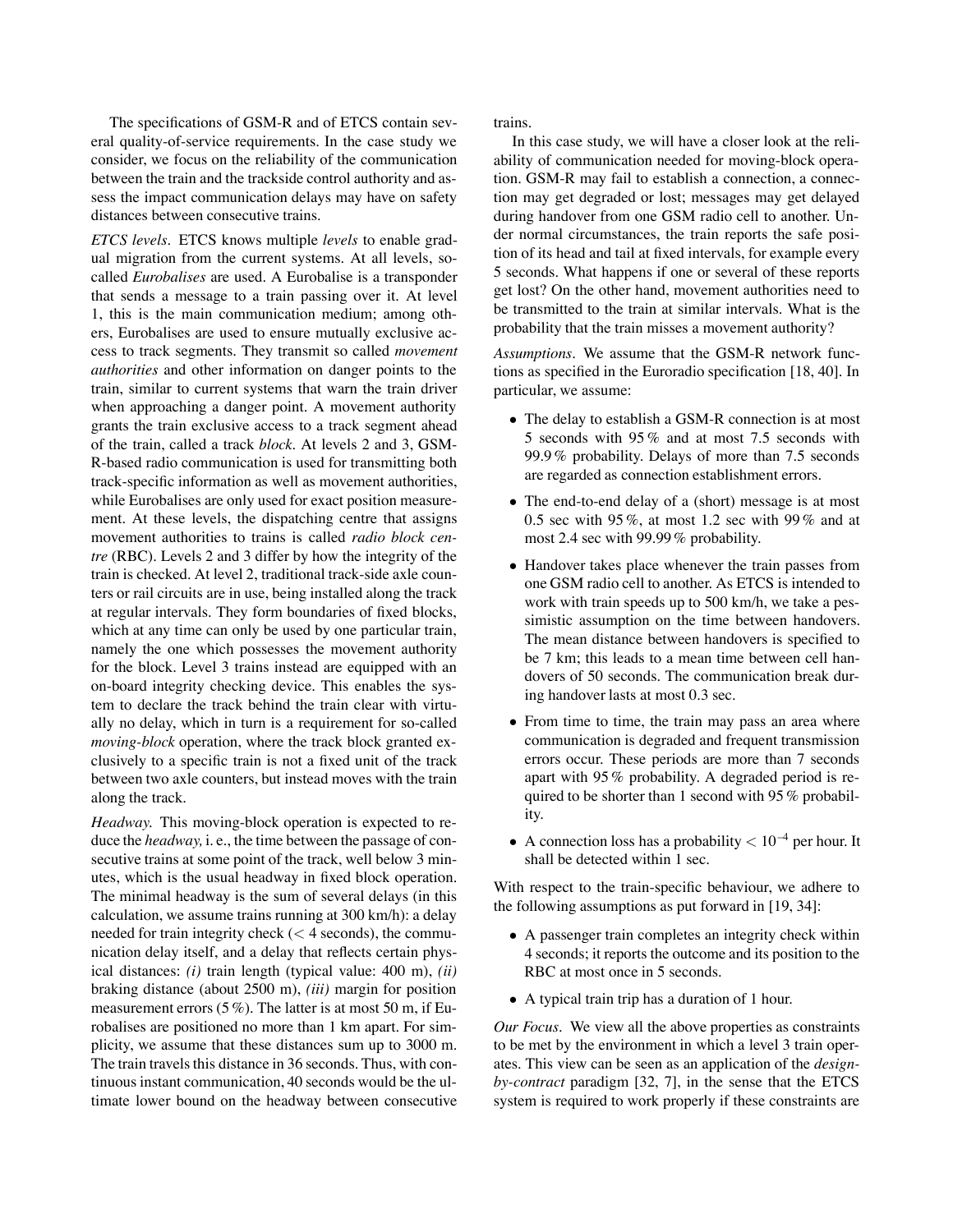The specifications of GSM-R and of ETCS contain several quality-of-service requirements. In the case study we consider, we focus on the reliability of the communication between the train and the trackside control authority and assess the impact communication delays may have on safety distances between consecutive trains.

*ETCS levels*. ETCS knows multiple *levels* to enable gradual migration from the current systems. At all levels, so-called *Eurobalises* are used. A Eurobalise is a transponder that sends a message to a train passing over it. At level 1, this is the main communication medium; among others, Eurobalises are used to ensure mutually exclusive access to track segments. They transmit so called *movement authorities* and other information on danger points to the train, similar to current systems that warn the train driver when approaching a danger point. A movement authority grants the train exclusive access to a track segment ahead of the train, called a track *block*. At levels 2 and 3, GSM-R-based radio communication is used for transmitting both track-specific information as well as movement authorities, while Eurobalises are only used for exact position measurement. At these levels, the dispatching centre that assigns movement authorities to trains is called *radio block centre* (RBC). Levels 2 and 3 differ by how the integrity of the train is checked. At level 2, traditional track-side axle counters or rail circuits are in use, being installed along the track at regular intervals. They form boundaries of fixed blocks, which at any time can only be used by one particular train, namely the one which possesses the movement authority for the block. Level 3 trains instead are equipped with an on-board integrity checking device. This enables the system to declare the track behind the train clear with virtually no delay, which in turn is a requirement for so-called *moving-block* operation, where the track block granted exclusively to a specific train is not a fixed unit of the track between two axle counters, but instead moves with the train along the track.

*Headway.* This moving-block operation is expected to reduce the *headway,* i. e., the time between the passage of consecutive trains at some point of the track, well below 3 minutes, which is the usual headway in fixed block operation. The minimal headway is the sum of several delays (in this calculation, we assume trains running at 300 km/h): a delay needed for train integrity check ($<$ 4 seconds), the communication delay itself, and a delay that reflects certain physical distances: *(i)* train length (typical value: 400 m), *(ii)* braking distance (about 2500 m), *(iii)* margin for position measurement errors (5 %). The latter is at most 50 m, if Eurobalises are positioned no more than 1 km apart. For simplicity, we assume that these distances sum up to 3000 m. The train travels this distance in 36 seconds. Thus, with continuous instant communication, 40 seconds would be the ultimate lower bound on the headway between consecutive trains.

In this case study, we will have a closer look at the reliability of communication needed for moving-block operation. GSM-R may fail to establish a connection, a connection may get degraded or lost; messages may get delayed during handover from one GSM radio cell to another. Under normal circumstances, the train reports the safe position of its head and tail at fixed intervals, for example every 5 seconds. What happens if one or several of these reports get lost? On the other hand, movement authorities need to be transmitted to the train at similar intervals. What is the probability that the train misses a movement authority?

*Assumptions*. We assume that the GSM-R network functions as specified in the Euroradio specification [18, 40]. In particular, we assume:

- The delay to establish a GSM-R connection is at most 5 seconds with 95 % and at most 7.5 seconds with 99.9 % probability. Delays of more than 7.5 seconds are regarded as connection establishment errors.
- The end-to-end delay of a (short) message is at most 0.5 sec with 95 %, at most 1.2 sec with 99 % and at most 2.4 sec with 99.99 % probability.
- Handover takes place whenever the train passes from one GSM radio cell to another. As ETCS is intended to work with train speeds up to 500 km/h, we take a pessimistic assumption on the time between handovers. The mean distance between handovers is specified to be 7 km; this leads to a mean time between cell handovers of 50 seconds. The communication break during handover lasts at most 0.3 sec.
- From time to time, the train may pass an area where communication is degraded and frequent transmission errors occur. These periods are more than 7 seconds apart with 95 % probability. A degraded period is required to be shorter than 1 second with 95 % probability.
- A connection loss has a probability $< 10^{-4}$ per hour. It shall be detected within 1 sec.

With respect to the train-specific behaviour, we adhere to the following assumptions as put forward in [19, 34]:

- A passenger train completes an integrity check within 4 seconds; it reports the outcome and its position to the RBC at most once in 5 seconds.
- A typical train trip has a duration of 1 hour.

*Our Focus*. We view all the above properties as constraints to be met by the environment in which a level 3 train operates. This view can be seen as an application of the *design-by-contract* paradigm [32, 7], in the sense that the ETCS system is required to work properly if these constraints are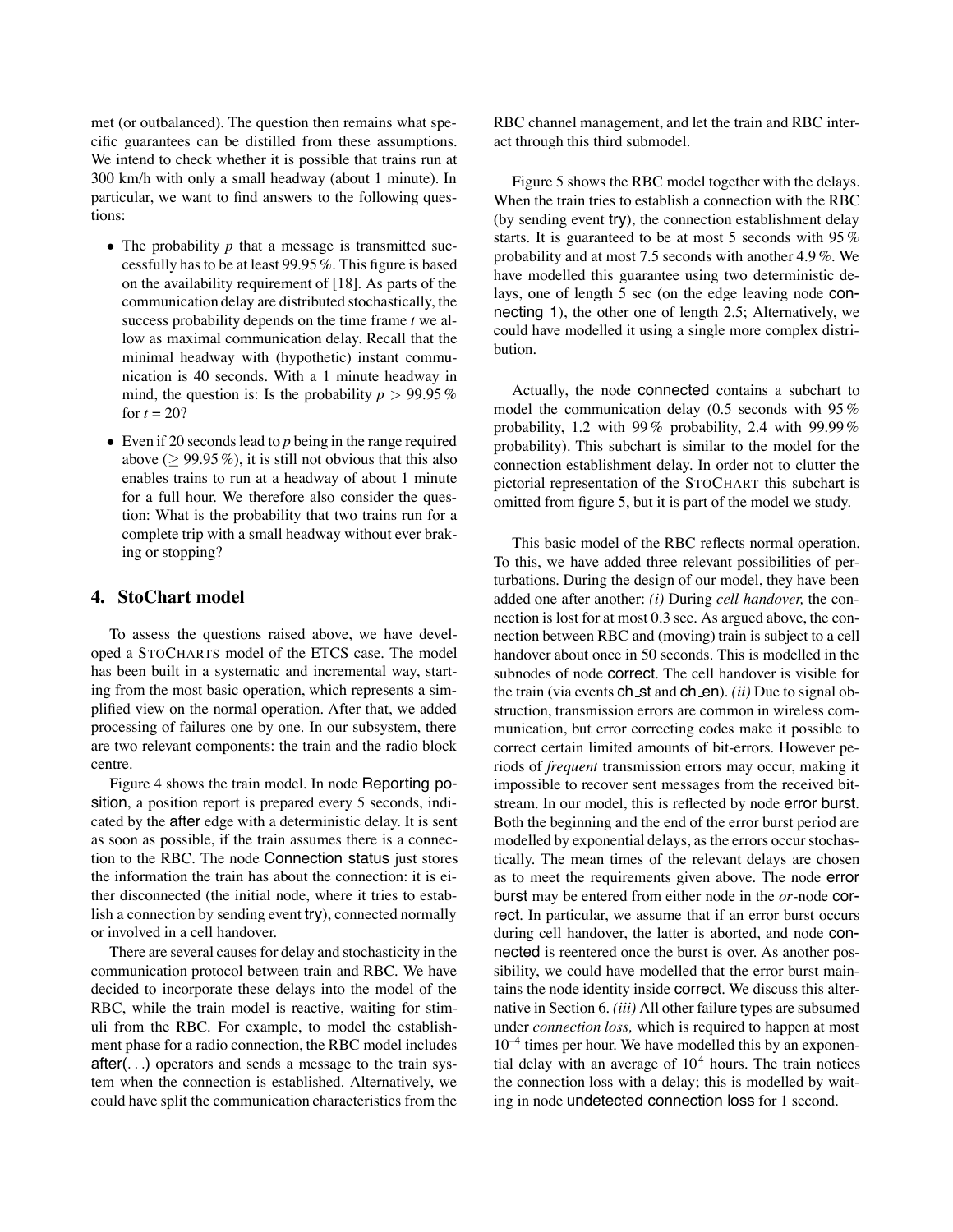met (or outbalanced). The question then remains what specific guarantees can be distilled from these assumptions. We intend to check whether it is possible that trains run at 300 km/h with only a small headway (about 1 minute). In particular, we want to find answers to the following questions:

- The probability $p$ that a message is transmitted successfully has to be at least 99.95 %. This figure is based on the availability requirement of [18]. As parts of the communication delay are distributed stochastically, the success probability depends on the time frame $t$ we allow as maximal communication delay. Recall that the minimal headway with (hypothetic) instant communication is 40 seconds. With a 1 minute headway in mind, the question is: Is the probability $p > 99.95\,\%$ for $t = 20$?
- Even if 20 seconds lead to $p$ being in the range required above ($\geq 99.95\,\%$), it is still not obvious that this also enables trains to run at a headway of about 1 minute for a full hour. We therefore also consider the question: What is the probability that two trains run for a complete trip with a small headway without ever braking or stopping?

## 4. StoChart model

To assess the questions raised above, we have developed a StoCharts model of the ETCS case. The model has been built in a systematic and incremental way, starting from the most basic operation, which represents a simplified view on the normal operation. After that, we added processing of failures one by one. In our subsystem, there are two relevant components: the train and the radio block centre.

Figure 4 shows the train model. In node Reporting position, a position report is prepared every 5 seconds, indicated by the after edge with a deterministic delay. It is sent as soon as possible, if the train assumes there is a connection to the RBC. The node Connection status just stores the information the train has about the connection: it is either disconnected (the initial node, where it tries to establish a connection by sending event try), connected normally or involved in a cell handover.

There are several causes for delay and stochasticity in the communication protocol between train and RBC. We have decided to incorporate these delays into the model of the RBC, while the train model is reactive, waiting for stimuli from the RBC. For example, to model the establishment phase for a radio connection, the RBC model includes after(...) operators and sends a message to the train system when the connection is established. Alternatively, we could have split the communication characteristics from the RBC channel management, and let the train and RBC interact through this third submodel.

Figure 5 shows the RBC model together with the delays. When the train tries to establish a connection with the RBC (by sending event try), the connection establishment delay starts. It is guaranteed to be at most 5 seconds with 95 % probability and at most 7.5 seconds with another 4.9 %. We have modelled this guarantee using two deterministic delays, one of length 5 sec (on the edge leaving node connecting 1), the other one of length 2.5; Alternatively, we could have modelled it using a single more complex distribution.

Actually, the node connected contains a subchart to model the communication delay (0.5 seconds with 95 % probability, 1.2 with 99 % probability, 2.4 with 99.99 % probability). This subchart is similar to the model for the connection establishment delay. In order not to clutter the pictorial representation of the StoChart this subchart is omitted from figure 5, but it is part of the model we study.

This basic model of the RBC reflects normal operation. To this, we have added three relevant possibilities of perturbations. During the design of our model, they have been added one after another: *(i)* During *cell handover,* the connection is lost for at most 0.3 sec. As argued above, the connection between RBC and (moving) train is subject to a cell handover about once in 50 seconds. This is modelled in the subnodes of node correct. The cell handover is visible for the train (via events ch_st and ch_en). *(ii)* Due to signal obstruction, transmission errors are common in wireless communication, but error correcting codes make it possible to correct certain limited amounts of bit-errors. However periods of *frequent* transmission errors may occur, making it impossible to recover sent messages from the received bitstream. In our model, this is reflected by node error burst. Both the beginning and the end of the error burst period are modelled by exponential delays, as the errors occur stochastically. The mean times of the relevant delays are chosen as to meet the requirements given above. The node error burst may be entered from either node in the *or*-node correct. In particular, we assume that if an error burst occurs during cell handover, the latter is aborted, and node connected is reentered once the burst is over. As another possibility, we could have modelled that the error burst maintains the node identity inside correct. We discuss this alternative in Section 6. *(iii)* All other failure types are subsumed under *connection loss,* which is required to happen at most $10^{-4}$ times per hour. We have modelled this by an exponential delay with an average of $10^4$ hours. The train notices the connection loss with a delay; this is modelled by waiting in node undetected connection loss for 1 second.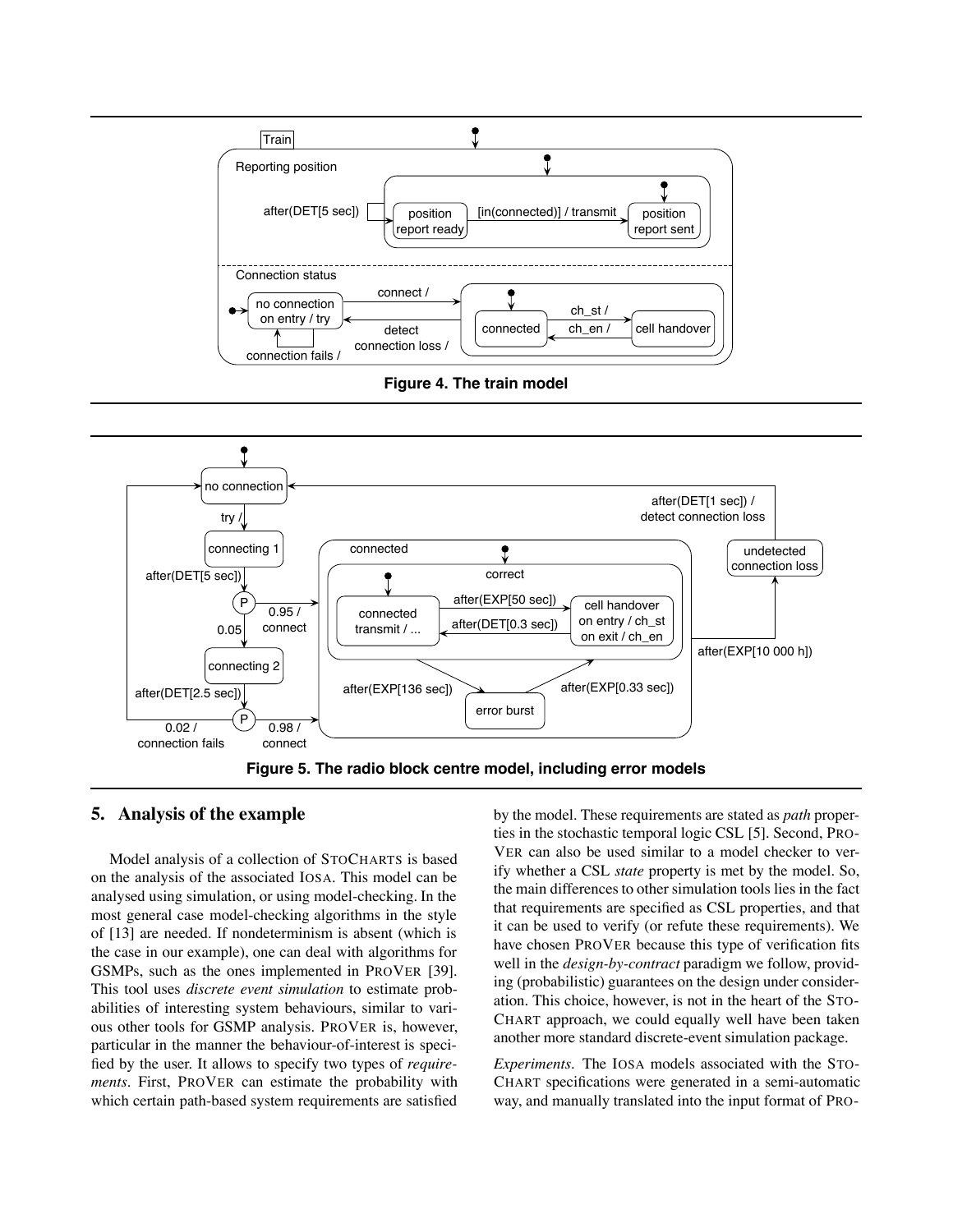**Figure 4. The train model**

**Figure 5. The radio block centre model, including error models**

## 5. Analysis of the example

Model analysis of a collection of STOCHARTS is based on the analysis of the associated IOSA. This model can be analysed using simulation, or using model-checking. In the most general case model-checking algorithms in the style of [13] are needed. If nondeterminism is absent (which is the case in our example), one can deal with algorithms for GSMPs, such as the ones implemented in PROVER [39]. This tool uses *discrete event simulation* to estimate probabilities of interesting system behaviours, similar to various other tools for GSMP analysis. PROVER is, however, particular in the manner the behaviour-of-interest is specified by the user. It allows to specify two types of *requirements*. First, PROVER can estimate the probability with which certain path-based system requirements are satisfied by the model. These requirements are stated as *path* properties in the stochastic temporal logic CSL [5]. Second, PROVER can also be used similar to a model checker to verify whether a CSL *state* property is met by the model. So, the main differences to other simulation tools lies in the fact that requirements are specified as CSL properties, and that it can be used to verify (or refute these requirements). We have chosen PROVER because this type of verification fits well in the *design-by-contract* paradigm we follow, providing (probabilistic) guarantees on the design under consideration. This choice, however, is not in the heart of the STOCHART approach, we could equally well have been taken another more standard discrete-event simulation package.

*Experiments.* The IOSA models associated with the STOCHART specifications were generated in a semi-automatic way, and manually translated into the input format of PRO-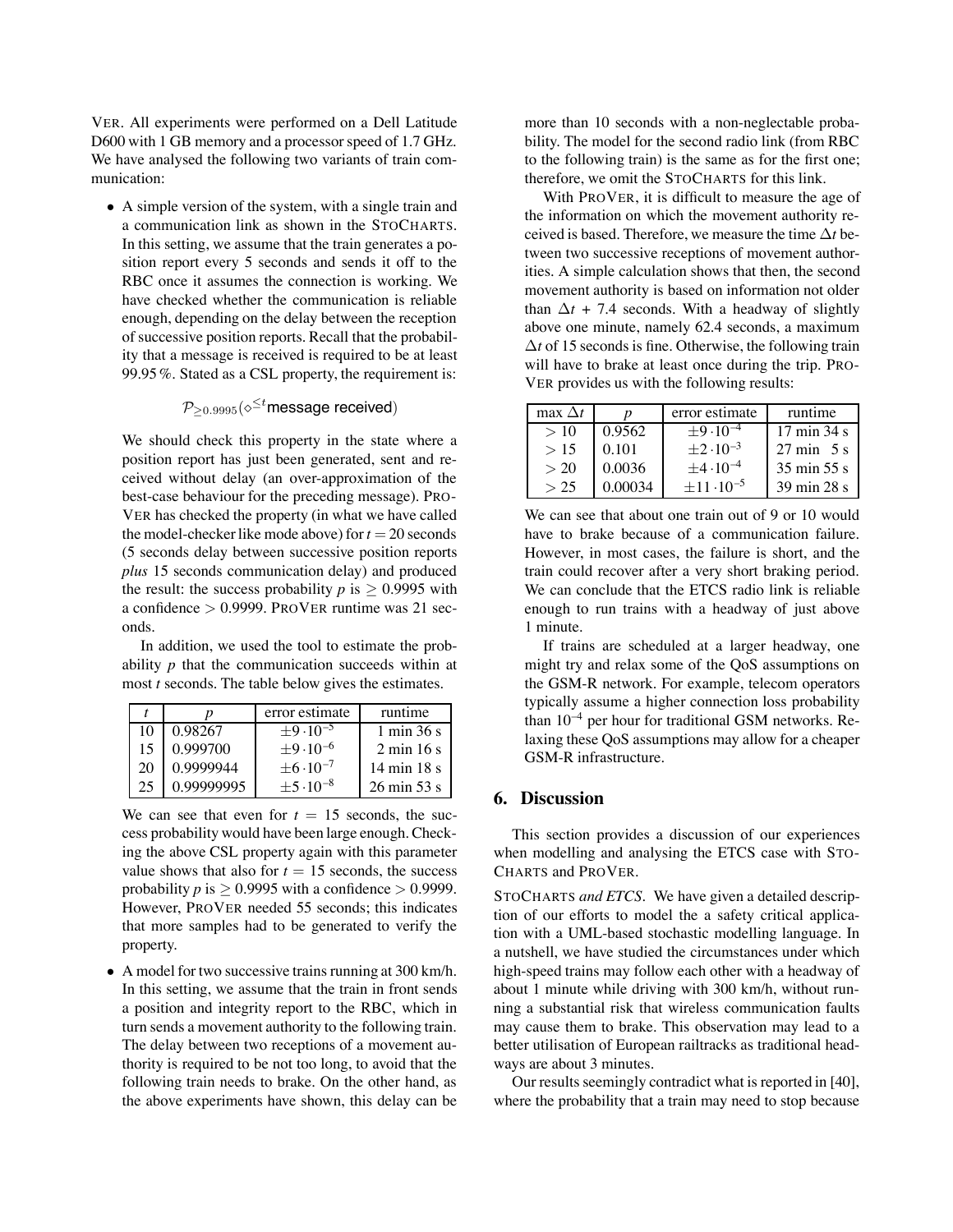VER. All experiments were performed on a Dell Latitude D600 with 1 GB memory and a processor speed of 1.7 GHz. We have analysed the following two variants of train communication:

- A simple version of the system, with a single train and a communication link as shown in the STOCHARTS. In this setting, we assume that the train generates a position report every 5 seconds and sends it off to the RBC once it assumes the connection is working. We have checked whether the communication is reliable enough, depending on the delay between the reception of successive position reports. Recall that the probability that a message is received is required to be at least 99.95 %. Stated as a CSL property, the requirement is:

  $$\mathcal{P}_{\geq 0.9995}(\diamond^{\leq t}\text{message received})$$

  We should check this property in the state where a position report has just been generated, sent and received without delay (an over-approximation of the best-case behaviour for the preceding message). PROVER has checked the property (in what we have called the model-checker like mode above) for $t = 20$ seconds (5 seconds delay between successive position reports *plus* 15 seconds communication delay) and produced the result: the success probability $p$ is $\geq 0.9995$ with a confidence $> 0.9999$. PROVER runtime was 21 seconds.

  In addition, we used the tool to estimate the probability $p$ that the communication succeeds within at most $t$ seconds. The table below gives the estimates.

  | $t$ | $p$ | error estimate | runtime |
  |---|---|---|---|
  | 10 | 0.98267 | $\pm 9 \cdot 10^{-5}$ | 1 min 36 s |
  | 15 | 0.999700 | $\pm 9 \cdot 10^{-6}$ | 2 min 16 s |
  | 20 | 0.9999944 | $\pm 6 \cdot 10^{-7}$ | 14 min 18 s |
  | 25 | 0.99999995 | $\pm 5 \cdot 10^{-8}$ | 26 min 53 s |

  We can see that even for $t = 15$ seconds, the success probability would have been large enough. Checking the above CSL property again with this parameter value shows that also for $t = 15$ seconds, the success probability $p$ is $\geq 0.9995$ with a confidence $> 0.9999$. However, PROVER needed 55 seconds; this indicates that more samples had to be generated to verify the property.

- A model for two successive trains running at 300 km/h. In this setting, we assume that the train in front sends a position and integrity report to the RBC, which in turn sends a movement authority to the following train. The delay between two receptions of a movement authority is required to be not too long, to avoid that the following train needs to brake. On the other hand, as the above experiments have shown, this delay can be more than 10 seconds with a non-neglectable probability. The model for the second radio link (from RBC to the following train) is the same as for the first one; therefore, we omit the STOCHARTS for this link.

  With PROVER, it is difficult to measure the age of the information on which the movement authority received is based. Therefore, we measure the time $\Delta t$ between two successive receptions of movement authorities. A simple calculation shows that then, the second movement authority is based on information not older than $\Delta t$ + 7.4 seconds. With a headway of slightly above one minute, namely 62.4 seconds, a maximum $\Delta t$ of 15 seconds is fine. Otherwise, the following train will have to brake at least once during the trip. PROVER provides us with the following results:

  | max $\Delta t$ | $p$ | error estimate | runtime |
  |---|---|---|---|
  | $> 10$ | 0.9562 | $\pm 9 \cdot 10^{-4}$ | 17 min 34 s |
  | $> 15$ | 0.101 | $\pm 2 \cdot 10^{-3}$ | 27 min 5 s |
  | $> 20$ | 0.0036 | $\pm 4 \cdot 10^{-4}$ | 35 min 55 s |
  | $> 25$ | 0.00034 | $\pm 11 \cdot 10^{-5}$ | 39 min 28 s |

  We can see that about one train out of 9 or 10 would have to brake because of a communication failure. However, in most cases, the failure is short, and the train could recover after a very short braking period. We can conclude that the ETCS radio link is reliable enough to run trains with a headway of just above 1 minute.

  If trains are scheduled at a larger headway, one might try and relax some of the QoS assumptions on the GSM-R network. For example, telecom operators typically assume a higher connection loss probability than $10^{-4}$ per hour for traditional GSM networks. Relaxing these QoS assumptions may allow for a cheaper GSM-R infrastructure.

## 6. Discussion

This section provides a discussion of our experiences when modelling and analysing the ETCS case with STOCHARTS and PROVER.

*STOCHARTS and ETCS.* We have given a detailed description of our efforts to model the a safety critical application with a UML-based stochastic modelling language. In a nutshell, we have studied the circumstances under which high-speed trains may follow each other with a headway of about 1 minute while driving with 300 km/h, without running a substantial risk that wireless communication faults may cause them to brake. This observation may lead to a better utilisation of European railtracks as traditional headways are about 3 minutes.

Our results seemingly contradict what is reported in [40], where the probability that a train may need to stop because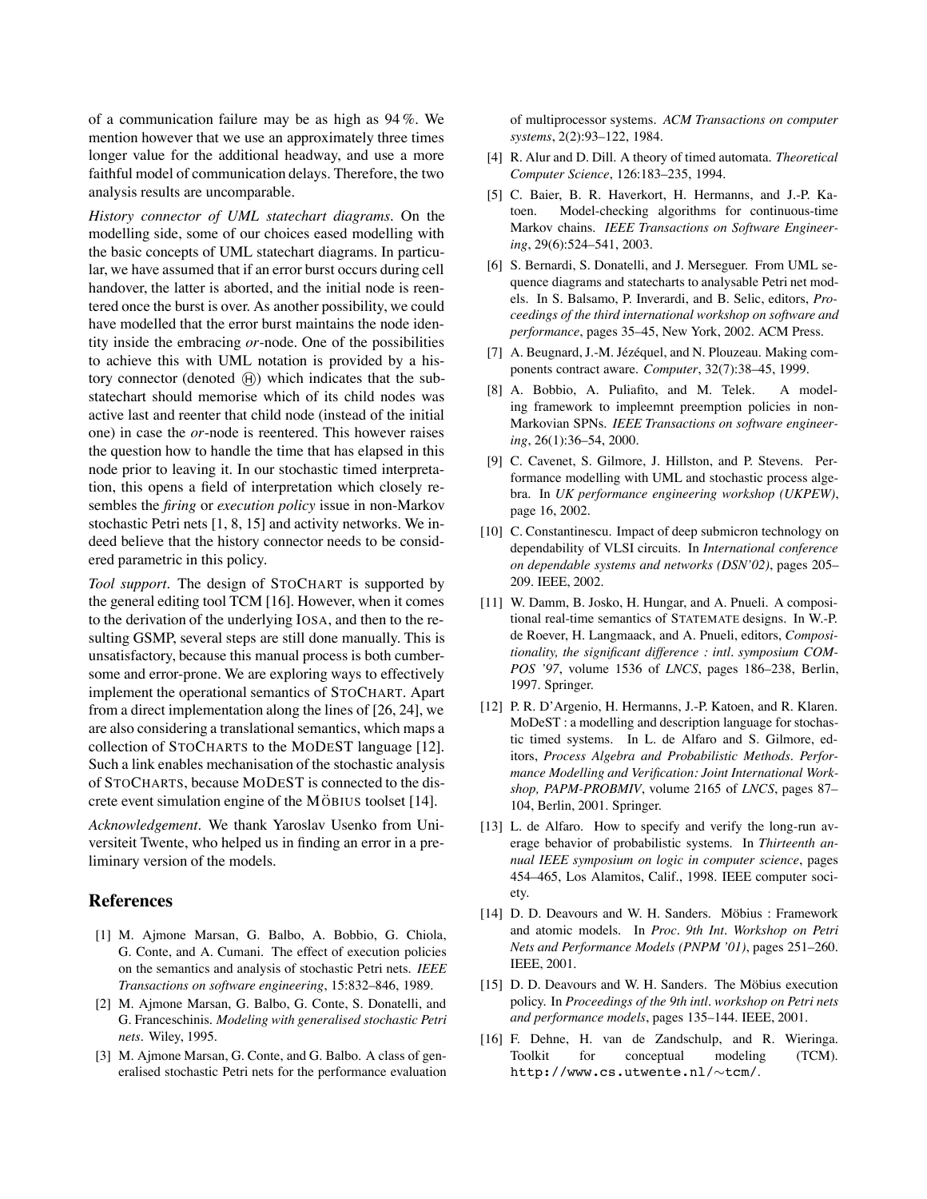of a communication failure may be as high as 94 %. We mention however that we use an approximately three times longer value for the additional headway, and use a more faithful model of communication delays. Therefore, the two analysis results are uncomparable.

*History connector of UML statechart diagrams*. On the modelling side, some of our choices eased modelling with the basic concepts of UML statechart diagrams. In particular, we have assumed that if an error burst occurs during cell handover, the latter is aborted, and the initial node is reentered once the burst is over. As another possibility, we could have modelled that the error burst maintains the node identity inside the embracing *or*-node. One of the possibilities to achieve this with UML notation is provided by a history connector (denoted Ⓗ) which indicates that the substatechart should memorise which of its child nodes was active last and reenter that child node (instead of the initial one) in case the *or*-node is reentered. This however raises the question how to handle the time that has elapsed in this node prior to leaving it. In our stochastic timed interpretation, this opens a field of interpretation which closely resembles the *firing* or *execution policy* issue in non-Markov stochastic Petri nets [1, 8, 15] and activity networks. We indeed believe that the history connector needs to be considered parametric in this policy.

*Tool support*. The design of STOCHART is supported by the general editing tool TCM [16]. However, when it comes to the derivation of the underlying IOSA, and then to the resulting GSMP, several steps are still done manually. This is unsatisfactory, because this manual process is both cumbersome and error-prone. We are exploring ways to effectively implement the operational semantics of STOCHART. Apart from a direct implementation along the lines of [26, 24], we are also considering a translational semantics, which maps a collection of STOCHARTS to the MODEST language [12]. Such a link enables mechanisation of the stochastic analysis of STOCHARTS, because MODEST is connected to the discrete event simulation engine of the MÖBIUS toolset [14].

*Acknowledgement*. We thank Yaroslav Usenko from Universiteit Twente, who helped us in finding an error in a preliminary version of the models.

## References

[1] M. Ajmone Marsan, G. Balbo, A. Bobbio, G. Chiola, G. Conte, and A. Cumani. The effect of execution policies on the semantics and analysis of stochastic Petri nets. *IEEE Transactions on software engineering*, 15:832–846, 1989.

[2] M. Ajmone Marsan, G. Balbo, G. Conte, S. Donatelli, and G. Franceschinis. *Modeling with generalised stochastic Petri nets*. Wiley, 1995.

[3] M. Ajmone Marsan, G. Conte, and G. Balbo. A class of generalised stochastic Petri nets for the performance evaluation of multiprocessor systems. *ACM Transactions on computer systems*, 2(2):93–122, 1984.

[4] R. Alur and D. Dill. A theory of timed automata. *Theoretical Computer Science*, 126:183–235, 1994.

[5] C. Baier, B. R. Haverkort, H. Hermanns, and J.-P. Katoen. Model-checking algorithms for continuous-time Markov chains. *IEEE Transactions on Software Engineering*, 29(6):524–541, 2003.

[6] S. Bernardi, S. Donatelli, and J. Merseguer. From UML sequence diagrams and statecharts to analysable Petri net models. In S. Balsamo, P. Inverardi, and B. Selic, editors, *Proceedings of the third international workshop on software and performance*, pages 35–45, New York, 2002. ACM Press.

[7] A. Beugnard, J.-M. Jézéquel, and N. Plouzeau. Making components contract aware. *Computer*, 32(7):38–45, 1999.

[8] A. Bobbio, A. Puliafito, and M. Telek. A modeling framework to impleemnt preemption policies in non-Markovian SPNs. *IEEE Transactions on software engineering*, 26(1):36–54, 2000.

[9] C. Cavenet, S. Gilmore, J. Hillston, and P. Stevens. Performance modelling with UML and stochastic process algebra. In *UK performance engineering workshop (UKPEW)*, page 16, 2002.

[10] C. Constantinescu. Impact of deep submicron technology on dependability of VLSI circuits. In *International conference on dependable systems and networks (DSN'02)*, pages 205–209. IEEE, 2002.

[11] W. Damm, B. Josko, H. Hungar, and A. Pnueli. A compositional real-time semantics of STATEMATE designs. In W.-P. de Roever, H. Langmaack, and A. Pnueli, editors, *Compositionality, the significant difference : intl. symposium COMPOS '97*, volume 1536 of *LNCS*, pages 186–238, Berlin, 1997. Springer.

[12] P. R. D'Argenio, H. Hermanns, J.-P. Katoen, and R. Klaren. MoDeST : a modelling and description language for stochastic timed systems. In L. de Alfaro and S. Gilmore, editors, *Process Algebra and Probabilistic Methods. Performance Modelling and Verification: Joint International Workshop, PAPM-PROBMIV*, volume 2165 of *LNCS*, pages 87–104, Berlin, 2001. Springer.

[13] L. de Alfaro. How to specify and verify the long-run average behavior of probabilistic systems. In *Thirteenth annual IEEE symposium on logic in computer science*, pages 454–465, Los Alamitos, Calif., 1998. IEEE computer society.

[14] D. D. Deavours and W. H. Sanders. Möbius : Framework and atomic models. In *Proc. 9th Int. Workshop on Petri Nets and Performance Models (PNPM '01)*, pages 251–260. IEEE, 2001.

[15] D. D. Deavours and W. H. Sanders. The Möbius execution policy. In *Proceedings of the 9th intl. workshop on Petri nets and performance models*, pages 135–144. IEEE, 2001.

[16] F. Dehne, H. van de Zandschulp, and R. Wieringa. Toolkit for conceptual modeling (TCM). `http://www.cs.utwente.nl/~tcm/`.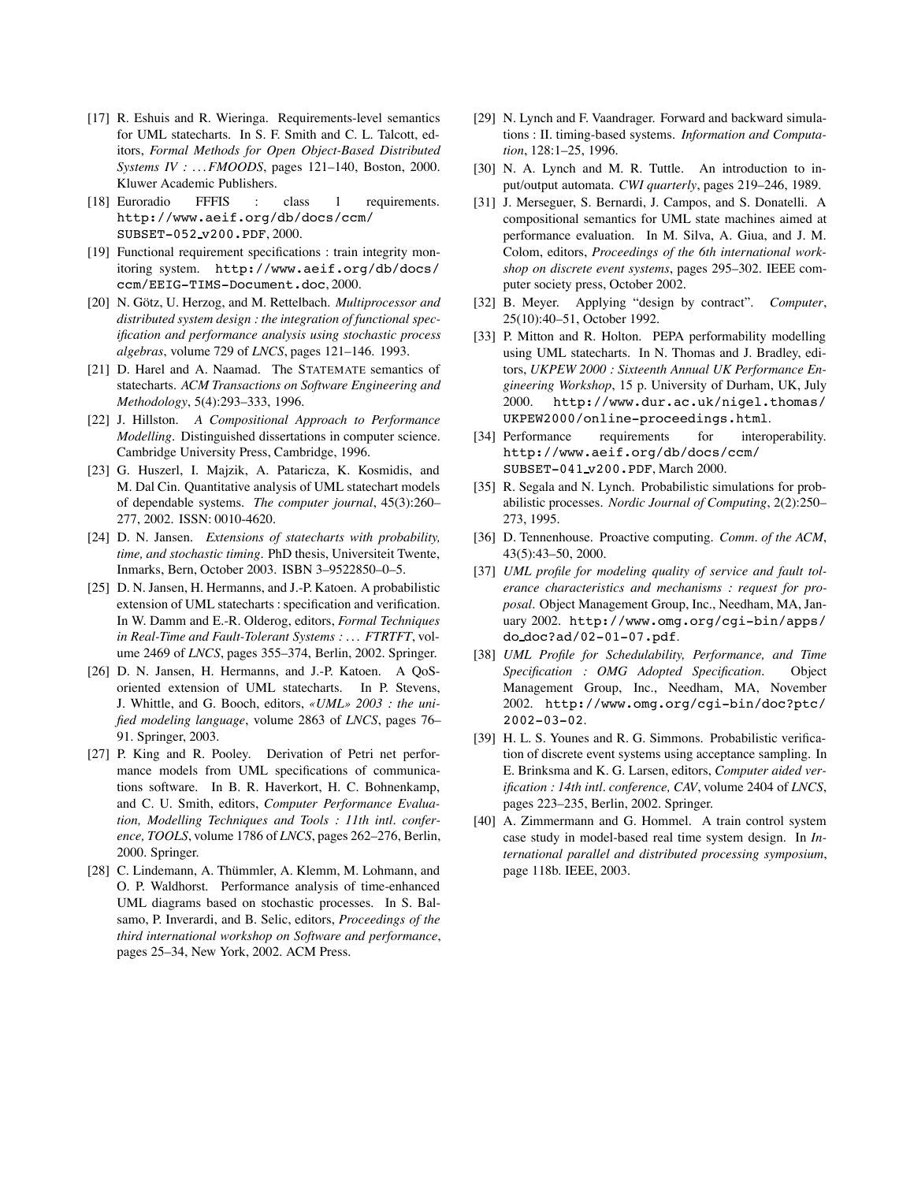[17] R. Eshuis and R. Wieringa. Requirements-level semantics for UML statecharts. In S. F. Smith and C. L. Talcott, editors, *Formal Methods for Open Object-Based Distributed Systems IV : . . . FMOODS*, pages 121–140, Boston, 2000. Kluwer Academic Publishers.

[18] Euroradio FFFIS : class 1 requirements. http://www.aeif.org/db/docs/ccm/SUBSET-052_v200.PDF, 2000.

[19] Functional requirement specifications : train integrity monitoring system. http://www.aeif.org/db/docs/ccm/EEIG-TIMS-Document.doc, 2000.

[20] N. Götz, U. Herzog, and M. Rettelbach. *Multiprocessor and distributed system design : the integration of functional specification and performance analysis using stochastic process algebras*, volume 729 of *LNCS*, pages 121–146. 1993.

[21] D. Harel and A. Naamad. The STATEMATE semantics of statecharts. *ACM Transactions on Software Engineering and Methodology*, 5(4):293–333, 1996.

[22] J. Hillston. *A Compositional Approach to Performance Modelling*. Distinguished dissertations in computer science. Cambridge University Press, Cambridge, 1996.

[23] G. Huszerl, I. Majzik, A. Pataricza, K. Kosmidis, and M. Dal Cin. Quantitative analysis of UML statechart models of dependable systems. *The computer journal*, 45(3):260–277, 2002. ISSN: 0010-4620.

[24] D. N. Jansen. *Extensions of statecharts with probability, time, and stochastic timing*. PhD thesis, Universiteit Twente, Inmarks, Bern, October 2003. ISBN 3–9522850–0–5.

[25] D. N. Jansen, H. Hermanns, and J.-P. Katoen. A probabilistic extension of UML statecharts : specification and verification. In W. Damm and E.-R. Olderog, editors, *Formal Techniques in Real-Time and Fault-Tolerant Systems : . . . FTRTFT*, volume 2469 of *LNCS*, pages 355–374, Berlin, 2002. Springer.

[26] D. N. Jansen, H. Hermanns, and J.-P. Katoen. A QoS-oriented extension of UML statecharts. In P. Stevens, J. Whittle, and G. Booch, editors, *«UML» 2003 : the unified modeling language*, volume 2863 of *LNCS*, pages 76–91. Springer, 2003.

[27] P. King and R. Pooley. Derivation of Petri net performance models from UML specifications of communications software. In B. R. Haverkort, H. C. Bohnenkamp, and C. U. Smith, editors, *Computer Performance Evaluation, Modelling Techniques and Tools : 11th intl. conference, TOOLS*, volume 1786 of *LNCS*, pages 262–276, Berlin, 2000. Springer.

[28] C. Lindemann, A. Thümmler, A. Klemm, M. Lohmann, and O. P. Waldhorst. Performance analysis of time-enhanced UML diagrams based on stochastic processes. In S. Balsamo, P. Inverardi, and B. Selic, editors, *Proceedings of the third international workshop on Software and performance*, pages 25–34, New York, 2002. ACM Press.

[29] N. Lynch and F. Vaandrager. Forward and backward simulations : II. timing-based systems. *Information and Computation*, 128:1–25, 1996.

[30] N. A. Lynch and M. R. Tuttle. An introduction to input/output automata. *CWI quarterly*, pages 219–246, 1989.

[31] J. Merseguer, S. Bernardi, J. Campos, and S. Donatelli. A compositional semantics for UML state machines aimed at performance evaluation. In M. Silva, A. Giua, and J. M. Colom, editors, *Proceedings of the 6th international workshop on discrete event systems*, pages 295–302. IEEE computer society press, October 2002.

[32] B. Meyer. Applying "design by contract". *Computer*, 25(10):40–51, October 1992.

[33] P. Mitton and R. Holton. PEPA performability modelling using UML statecharts. In N. Thomas and J. Bradley, editors, *UKPEW 2000 : Sixteenth Annual UK Performance Engineering Workshop*, 15 p. University of Durham, UK, July 2000. http://www.dur.ac.uk/nigel.thomas/UKPEW2000/online-proceedings.html.

[34] Performance requirements for interoperability. http://www.aeif.org/db/docs/ccm/SUBSET-041_v200.PDF, March 2000.

[35] R. Segala and N. Lynch. Probabilistic simulations for probabilistic processes. *Nordic Journal of Computing*, 2(2):250–273, 1995.

[36] D. Tennenhouse. Proactive computing. *Comm. of the ACM*, 43(5):43–50, 2000.

[37] *UML profile for modeling quality of service and fault tolerance characteristics and mechanisms : request for proposal*. Object Management Group, Inc., Needham, MA, January 2002. http://www.omg.org/cgi-bin/apps/do_doc?ad/02-01-07.pdf.

[38] *UML Profile for Schedulability, Performance, and Time Specification : OMG Adopted Specification*. Object Management Group, Inc., Needham, MA, November 2002. http://www.omg.org/cgi-bin/doc?ptc/2002-03-02.

[39] H. L. S. Younes and R. G. Simmons. Probabilistic verification of discrete event systems using acceptance sampling. In E. Brinksma and K. G. Larsen, editors, *Computer aided verification : 14th intl. conference, CAV*, volume 2404 of *LNCS*, pages 223–235, Berlin, 2002. Springer.

[40] A. Zimmermann and G. Hommel. A train control system case study in model-based real time system design. In *International parallel and distributed processing symposium*, page 118b. IEEE, 2003.